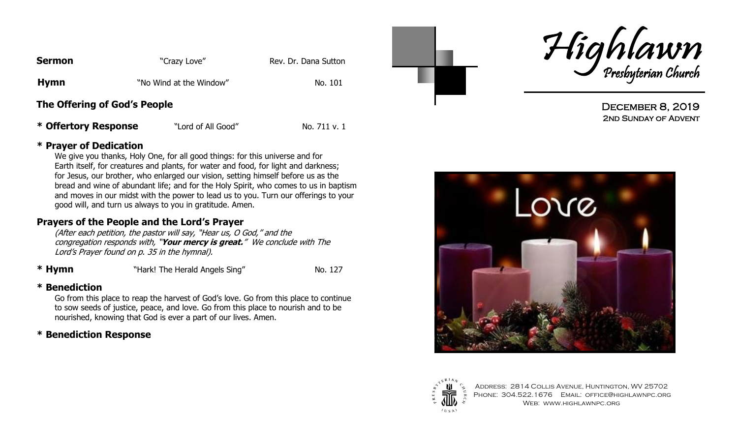**Sermon** "Crazy Love" Rev. Dr. Dana Sutton

**Hymn** "No Wind at the Window" No. 101

### The Offering of God's People

**\* Offertory Response** "Lord of All Good" No. 711 v. 1

### \* Prayer of Dedication

We give you thanks, Holy One, for all good things: for this universe and for Earth itself, for creatures and plants, for water and food, for light and darkness; for Jesus, our brother, who enlarged our vision, setting himself before us as the bread and wine of abundant life; and for the Holy Spirit, who comes to us in baptism and moves in our midst with the power to lead us to you. Turn our offerings to your good will, and turn us always to you in gratitude. Amen.

### Prayers of the People and the Lord's Prayer

*(After each petition, the pastor will say, "Hear us, O God," and the congregation responds with, "**Your mercy is great.**" We conclude with The Lord's Prayer found on p. 35 in the hymnal).*

**\* Hymn** "Hark! The Herald Angels Sing" No. 127

### \* Benediction

Go from this place to reap the harvest of God's love. Go from this place to continue to sow seeds of justice, peace, and love. Go from this place to nourish and to be nourished, knowing that God is ever a part of our lives. Amen.

### \* Benediction Response

# Highlawn
## Presbyterian Church

December 8, 2019
2nd Sunday of Advent

Love

Address: 2814 Collis Avenue, Huntington, WV 25702
Phone: 304.522.1676 Email: office@highlawnpc.org
Web: www.highlawnpc.org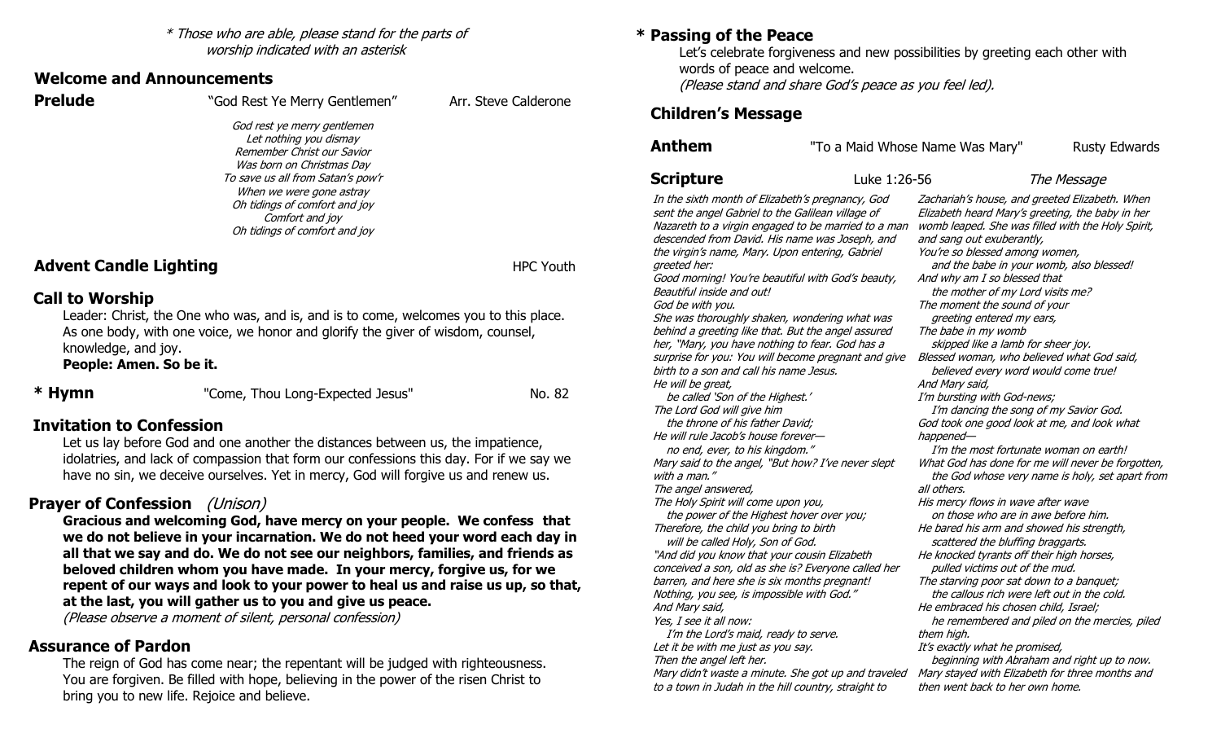*\* Those who are able, please stand for the parts of worship indicated with an asterisk*

## Welcome and Announcements

**Prelude** "God Rest Ye Merry Gentlemen" Arr. Steve Calderone

*God rest ye merry gentlemen*
*Let nothing you dismay*
*Remember Christ our Savior*
*Was born on Christmas Day*
*To save us all from Satan's pow'r*
*When we were gone astray*
*Oh tidings of comfort and joy*
*Comfort and joy*
*Oh tidings of comfort and joy*

## Advent Candle Lighting

HPC Youth

## Call to Worship

Leader: Christ, the One who was, and is, and is to come, welcomes you to this place. As one body, with one voice, we honor and glorify the giver of wisdom, counsel, knowledge, and joy.

**People: Amen. So be it.**

**\* Hymn** "Come, Thou Long-Expected Jesus" No. 82

## Invitation to Confession

Let us lay before God and one another the distances between us, the impatience, idolatries, and lack of compassion that form our confessions this day. For if we say we have no sin, we deceive ourselves. Yet in mercy, God will forgive us and renew us.

## Prayer of Confession *(Unison)*

**Gracious and welcoming God, have mercy on your people. We confess that we do not believe in your incarnation. We do not heed your word each day in all that we say and do. We do not see our neighbors, families, and friends as beloved children whom you have made. In your mercy, forgive us, for we repent of our ways and look to your power to heal us and raise us up, so that, at the last, you will gather us to you and give us peace.**

*(Please observe a moment of silent, personal confession)*

## Assurance of Pardon

The reign of God has come near; the repentant will be judged with righteousness. You are forgiven. Be filled with hope, believing in the power of the risen Christ to bring you to new life. Rejoice and believe.

## \* Passing of the Peace

Let's celebrate forgiveness and new possibilities by greeting each other with words of peace and welcome.

*(Please stand and share God's peace as you feel led).*

## Children's Message

**Anthem** "To a Maid Whose Name Was Mary" Rusty Edwards

**Scripture** Luke 1:26-56 *The Message*

*In the sixth month of Elizabeth's pregnancy, God sent the angel Gabriel to the Galilean village of Nazareth to a virgin engaged to be married to a man descended from David. His name was Joseph, and the virgin's name, Mary. Upon entering, Gabriel greeted her:*
*Good morning! You're beautiful with God's beauty,*
*Beautiful inside and out!*
*God be with you.*
*She was thoroughly shaken, wondering what was behind a greeting like that. But the angel assured her, "Mary, you have nothing to fear. God has a surprise for you: You will become pregnant and give birth to a son and call his name Jesus.*
*He will be great,*
*be called 'Son of the Highest.'*
*The Lord God will give him*
*the throne of his father David;*
*He will rule Jacob's house forever—*
*no end, ever, to his kingdom."*
*Mary said to the angel, "But how? I've never slept with a man."*
*The angel answered,*
*The Holy Spirit will come upon you,*
*the power of the Highest hover over you;*
*Therefore, the child you bring to birth*
*will be called Holy, Son of God.*
*"And did you know that your cousin Elizabeth conceived a son, old as she is? Everyone called her barren, and here she is six months pregnant! Nothing, you see, is impossible with God."*
*And Mary said,*
*Yes, I see it all now:*
*I'm the Lord's maid, ready to serve.*
*Let it be with me just as you say.*
*Then the angel left her.*
*Mary didn't waste a minute. She got up and traveled to a town in Judah in the hill country, straight to Zachariah's house, and greeted Elizabeth. When Elizabeth heard Mary's greeting, the baby in her womb leaped. She was filled with the Holy Spirit, and sang out exuberantly,*
*You're so blessed among women,*
*and the babe in your womb, also blessed!*
*And why am I so blessed that*
*the mother of my Lord visits me?*
*The moment the sound of your*
*greeting entered my ears,*
*The babe in my womb*
*skipped like a lamb for sheer joy.*
*Blessed woman, who believed what God said,*
*believed every word would come true!*
*And Mary said,*
*I'm bursting with God-news;*
*I'm dancing the song of my Savior God.*
*God took one good look at me, and look what happened—*
*I'm the most fortunate woman on earth!*
*What God has done for me will never be forgotten,*
*the God whose very name is holy, set apart from all others.*
*His mercy flows in wave after wave*
*on those who are in awe before him.*
*He bared his arm and showed his strength,*
*scattered the bluffing braggarts.*
*He knocked tyrants off their high horses,*
*pulled victims out of the mud.*
*The starving poor sat down to a banquet;*
*the callous rich were left out in the cold.*
*He embraced his chosen child, Israel;*
*he remembered and piled on the mercies, piled them high.*
*It's exactly what he promised,*
*beginning with Abraham and right up to now.*
*Mary stayed with Elizabeth for three months and then went back to her own home.*